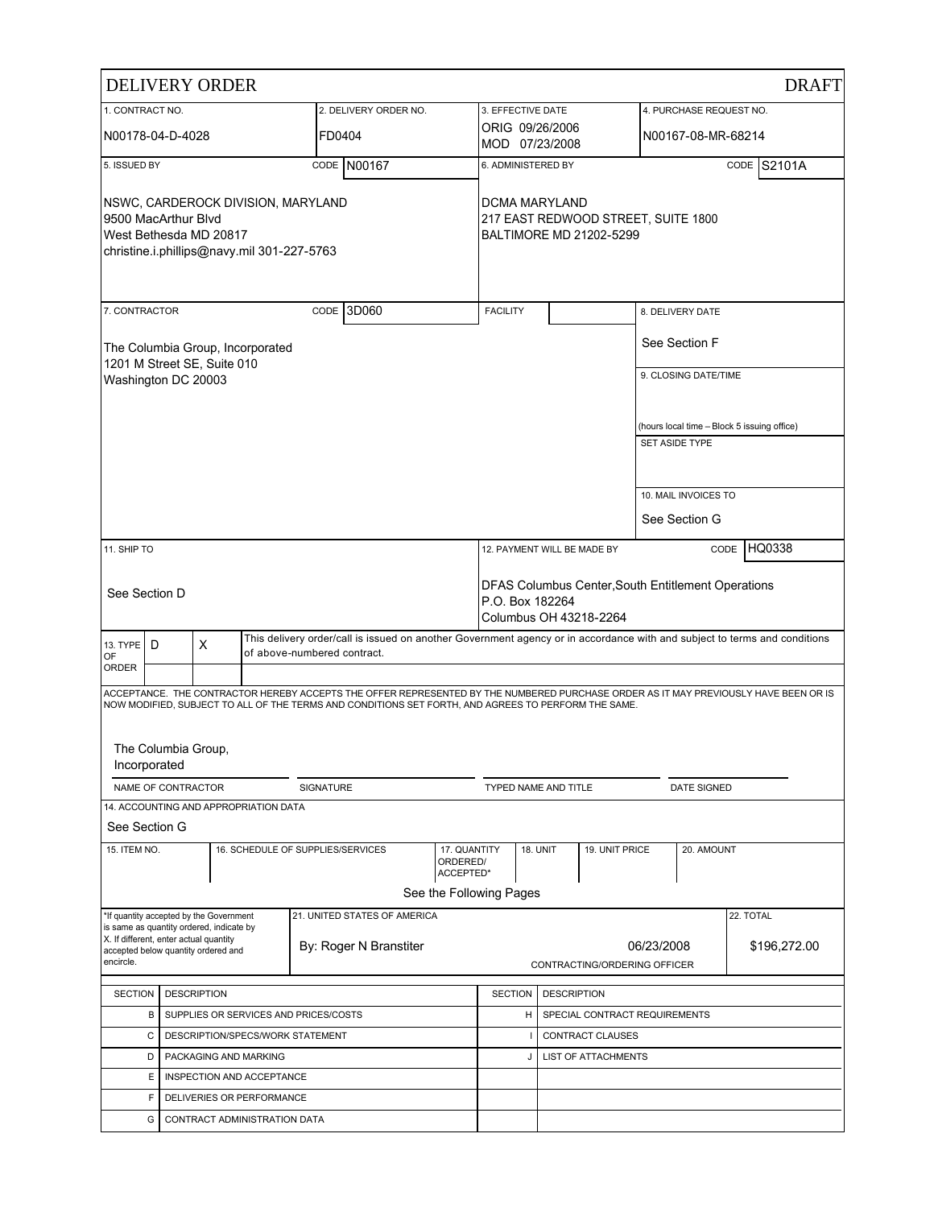# DELIVERY ORDER

DRAFT

| 1. CONTRACT NO. | 2. DELIVERY ORDER NO. | 3. EFFECTIVE DATE | 4. PURCHASE REQUEST NO. |
|---|---|---|---|
| N00178-04-D-4028 | FD0404 | ORIG 09/26/2006<br>MOD 07/23/2008 | N00167-08-MR-68214 |

| 5. ISSUED BY CODE N00167 | 6. ADMINISTERED BY CODE S2101A |
|---|---|
| NSWC, CARDEROCK DIVISION, MARYLAND<br>9500 MacArthur Blvd<br>West Bethesda MD 20817<br>christine.i.phillips@navy.mil 301-227-5763 | DCMA MARYLAND<br>217 EAST REDWOOD STREET, SUITE 1800<br>BALTIMORE MD 21202-5299 |

| 7. CONTRACTOR CODE 3D060 | FACILITY | 8. DELIVERY DATE |
|---|---|---|
| The Columbia Group, Incorporated<br>1201 M Street SE, Suite 010<br>Washington DC 20003 | | See Section F |
| | | 9. CLOSING DATE/TIME<br><br>(hours local time – Block 5 issuing office) |
| | | SET ASIDE TYPE |
| | | 10. MAIL INVOICES TO<br>See Section G |

| 11. SHIP TO | 12. PAYMENT WILL BE MADE BY CODE HQ0338 |
|---|---|
| See Section D | DFAS Columbus Center,South Entitlement Operations<br>P.O. Box 182264<br>Columbus OH 43218-2264 |

| 13. TYPE OF ORDER | | | |
|---|---|---|---|
| | D | X | This delivery order/call is issued on another Government agency or in accordance with and subject to terms and conditions of above-numbered contract. |

ACCEPTANCE. THE CONTRACTOR HEREBY ACCEPTS THE OFFER REPRESENTED BY THE NUMBERED PURCHASE ORDER AS IT MAY PREVIOUSLY HAVE BEEN OR IS NOW MODIFIED, SUBJECT TO ALL OF THE TERMS AND CONDITIONS SET FORTH, AND AGREES TO PERFORM THE SAME.

| NAME OF CONTRACTOR | SIGNATURE | TYPED NAME AND TITLE | DATE SIGNED |
|---|---|---|---|
| The Columbia Group, Incorporated | | | |

14. ACCOUNTING AND APPROPRIATION DATA

See Section G

| 15. ITEM NO. | 16. SCHEDULE OF SUPPLIES/SERVICES | 17. QUANTITY ORDERED/ ACCEPTED* | 18. UNIT | 19. UNIT PRICE | 20. AMOUNT |
|---|---|---|---|---|---|
| | | See the Following Pages | | | |

| *If quantity accepted by the Government is same as quantity ordered, indicate by X. If different, enter actual quantity accepted below quantity ordered and encircle. | 21. UNITED STATES OF AMERICA | | 22. TOTAL |
|---|---|---|---|
| | By: Roger N Branstiter | 06/23/2008<br>CONTRACTING/ORDERING OFFICER | $196,272.00 |

| SECTION | DESCRIPTION | SECTION | DESCRIPTION |
|---|---|---|---|
| B | SUPPLIES OR SERVICES AND PRICES/COSTS | H | SPECIAL CONTRACT REQUIREMENTS |
| C | DESCRIPTION/SPECS/WORK STATEMENT | I | CONTRACT CLAUSES |
| D | PACKAGING AND MARKING | J | LIST OF ATTACHMENTS |
| E | INSPECTION AND ACCEPTANCE | | |
| F | DELIVERIES OR PERFORMANCE | | |
| G | CONTRACT ADMINISTRATION DATA | | |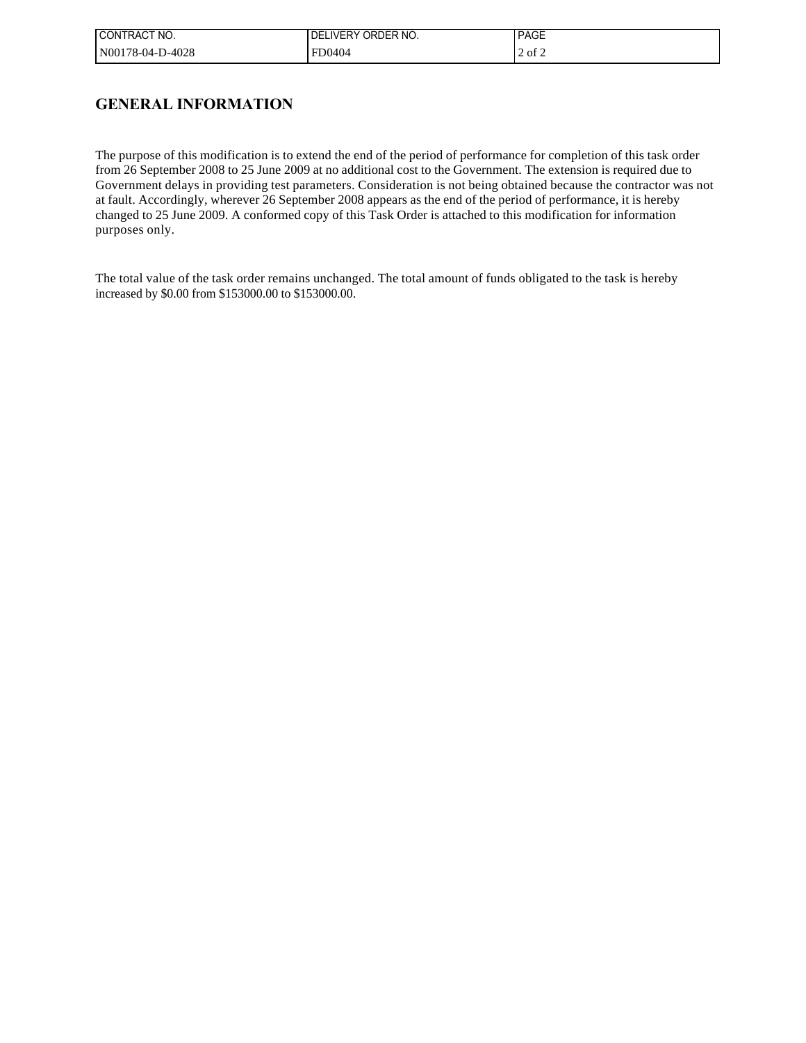| CONTRACT NO. | DELIVERY ORDER NO. | PAGE |
| --- | --- | --- |
| N00178-04-D-4028 | FD0404 | 2 of 2 |

## GENERAL INFORMATION

The purpose of this modification is to extend the end of the period of performance for completion of this task order from 26 September 2008 to 25 June 2009 at no additional cost to the Government. The extension is required due to Government delays in providing test parameters. Consideration is not being obtained because the contractor was not at fault. Accordingly, wherever 26 September 2008 appears as the end of the period of performance, it is hereby changed to 25 June 2009. A conformed copy of this Task Order is attached to this modification for information purposes only.

The total value of the task order remains unchanged. The total amount of funds obligated to the task is hereby increased by $0.00 from $153000.00 to $153000.00.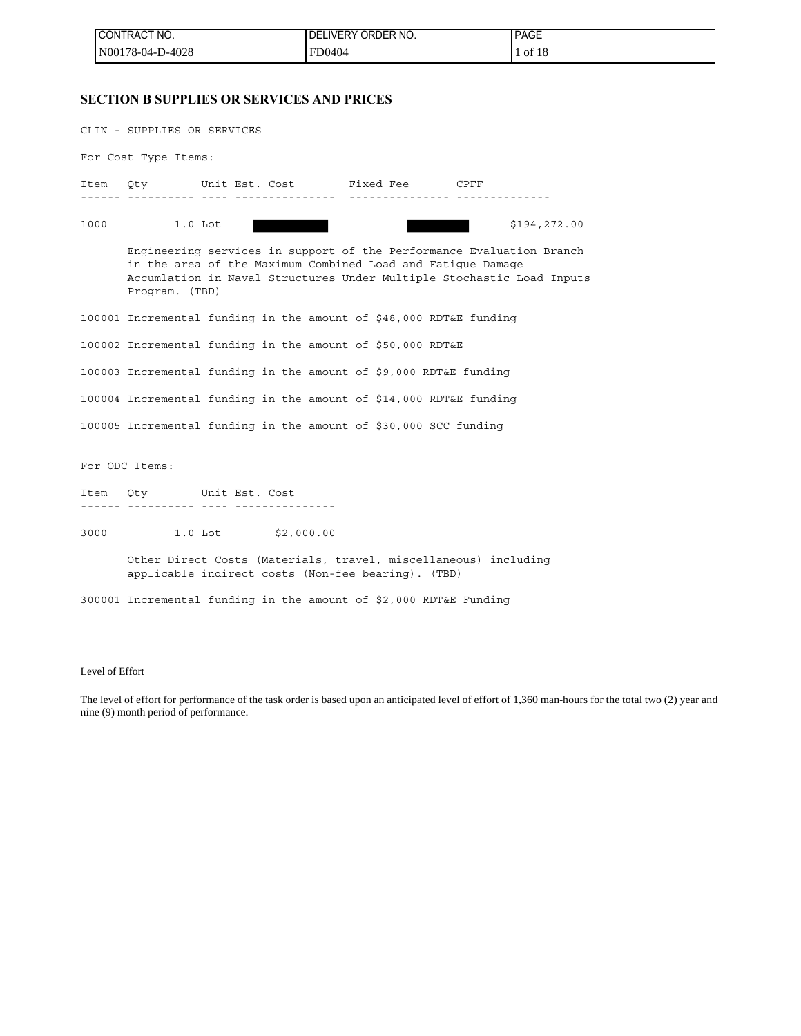## SECTION B SUPPLIES OR SERVICES AND PRICES

CLIN - SUPPLIES OR SERVICES

For Cost Type Items:

| Item | Qty | Unit | Est. Cost | Fixed Fee | CPFF |
|---|---|---|---|---|---|
| 1000 | 1.0 | Lot | [REDACTED] | [REDACTED] | $194,272.00 |

Engineering services in support of the Performance Evaluation Branch in the area of the Maximum Combined Load and Fatigue Damage Accumlation in Naval Structures Under Multiple Stochastic Load Inputs Program. (TBD)

100001 Incremental funding in the amount of $48,000 RDT&E funding

100002 Incremental funding in the amount of $50,000 RDT&E

100003 Incremental funding in the amount of $9,000 RDT&E funding

100004 Incremental funding in the amount of $14,000 RDT&E funding

100005 Incremental funding in the amount of $30,000 SCC funding

For ODC Items:

| Item | Qty | Unit | Est. Cost |
|---|---|---|---|
| 3000 | 1.0 | Lot | $2,000.00 |

Other Direct Costs (Materials, travel, miscellaneous) including applicable indirect costs (Non-fee bearing). (TBD)

300001 Incremental funding in the amount of $2,000 RDT&E Funding

Level of Effort

The level of effort for performance of the task order is based upon an anticipated level of effort of 1,360 man-hours for the total two (2) year and nine (9) month period of performance.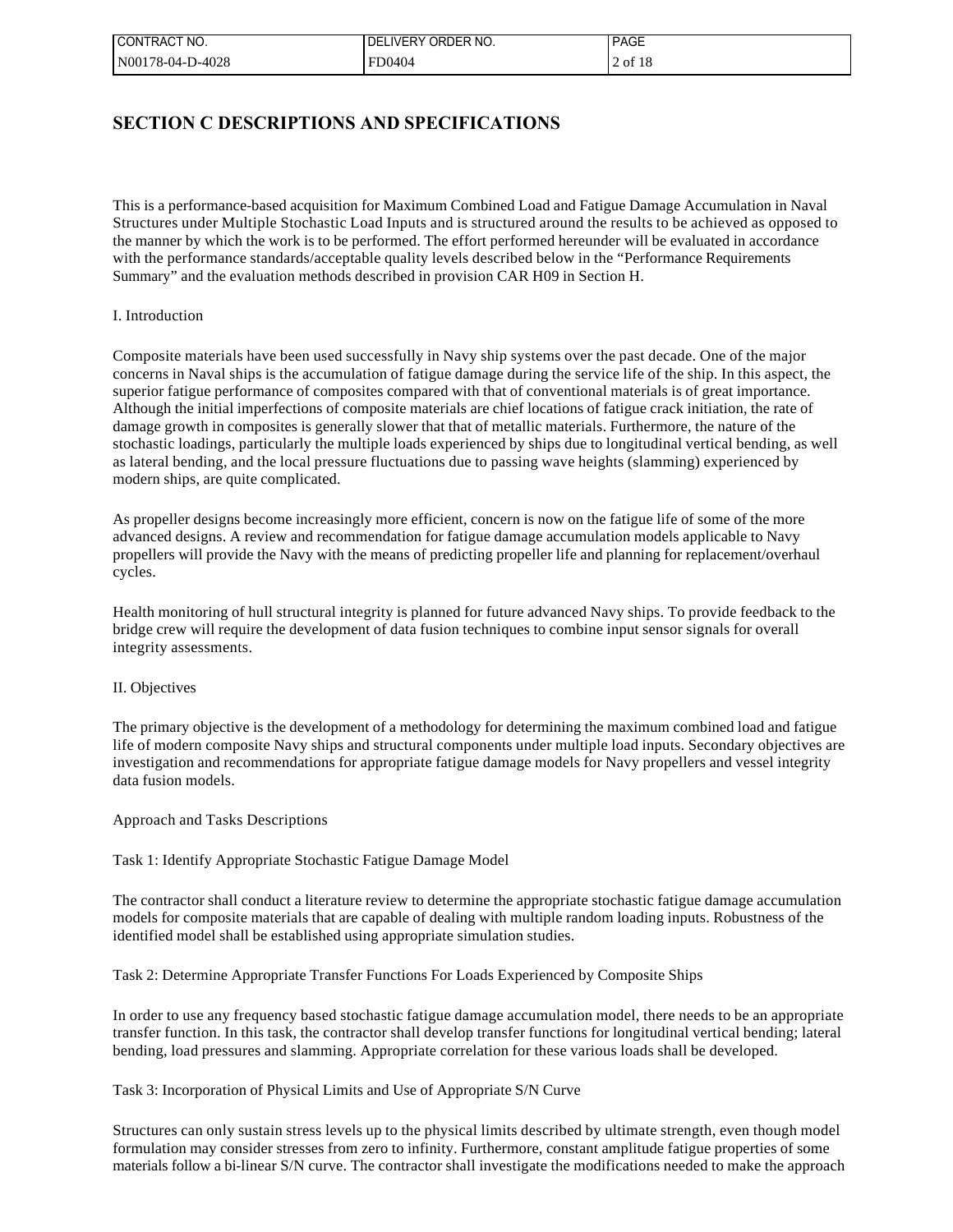## SECTION C DESCRIPTIONS AND SPECIFICATIONS

This is a performance-based acquisition for Maximum Combined Load and Fatigue Damage Accumulation in Naval Structures under Multiple Stochastic Load Inputs and is structured around the results to be achieved as opposed to the manner by which the work is to be performed. The effort performed hereunder will be evaluated in accordance with the performance standards/acceptable quality levels described below in the "Performance Requirements Summary" and the evaluation methods described in provision CAR H09 in Section H.

I. Introduction

Composite materials have been used successfully in Navy ship systems over the past decade. One of the major concerns in Naval ships is the accumulation of fatigue damage during the service life of the ship. In this aspect, the superior fatigue performance of composites compared with that of conventional materials is of great importance. Although the initial imperfections of composite materials are chief locations of fatigue crack initiation, the rate of damage growth in composites is generally slower that that of metallic materials. Furthermore, the nature of the stochastic loadings, particularly the multiple loads experienced by ships due to longitudinal vertical bending, as well as lateral bending, and the local pressure fluctuations due to passing wave heights (slamming) experienced by modern ships, are quite complicated.

As propeller designs become increasingly more efficient, concern is now on the fatigue life of some of the more advanced designs. A review and recommendation for fatigue damage accumulation models applicable to Navy propellers will provide the Navy with the means of predicting propeller life and planning for replacement/overhaul cycles.

Health monitoring of hull structural integrity is planned for future advanced Navy ships. To provide feedback to the bridge crew will require the development of data fusion techniques to combine input sensor signals for overall integrity assessments.

II. Objectives

The primary objective is the development of a methodology for determining the maximum combined load and fatigue life of modern composite Navy ships and structural components under multiple load inputs. Secondary objectives are investigation and recommendations for appropriate fatigue damage models for Navy propellers and vessel integrity data fusion models.

Approach and Tasks Descriptions

Task 1: Identify Appropriate Stochastic Fatigue Damage Model

The contractor shall conduct a literature review to determine the appropriate stochastic fatigue damage accumulation models for composite materials that are capable of dealing with multiple random loading inputs. Robustness of the identified model shall be established using appropriate simulation studies.

Task 2: Determine Appropriate Transfer Functions For Loads Experienced by Composite Ships

In order to use any frequency based stochastic fatigue damage accumulation model, there needs to be an appropriate transfer function. In this task, the contractor shall develop transfer functions for longitudinal vertical bending; lateral bending, load pressures and slamming. Appropriate correlation for these various loads shall be developed.

Task 3: Incorporation of Physical Limits and Use of Appropriate S/N Curve

Structures can only sustain stress levels up to the physical limits described by ultimate strength, even though model formulation may consider stresses from zero to infinity. Furthermore, constant amplitude fatigue properties of some materials follow a bi-linear S/N curve. The contractor shall investigate the modifications needed to make the approach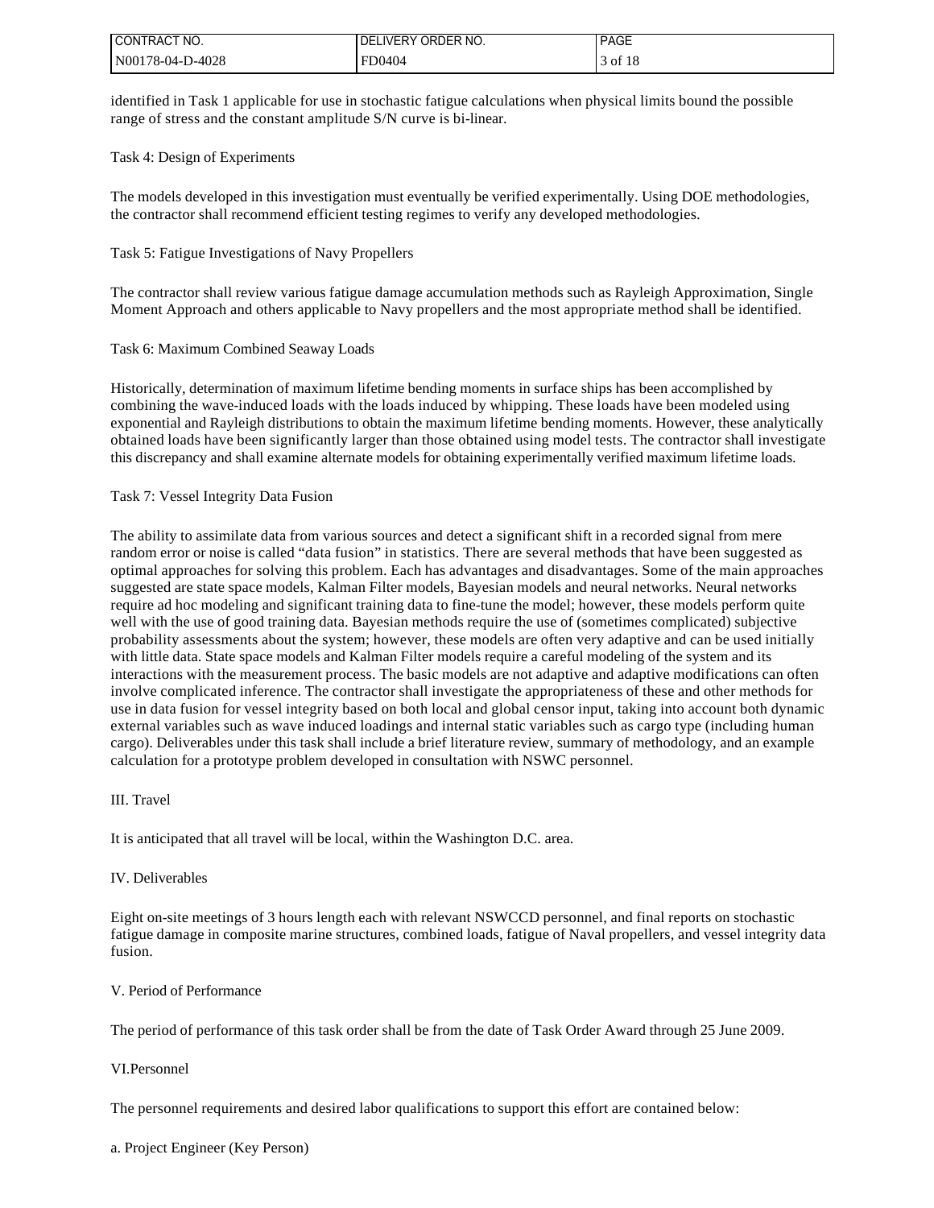identified in Task 1 applicable for use in stochastic fatigue calculations when physical limits bound the possible range of stress and the constant amplitude S/N curve is bi-linear.

Task 4: Design of Experiments

The models developed in this investigation must eventually be verified experimentally. Using DOE methodologies, the contractor shall recommend efficient testing regimes to verify any developed methodologies.

Task 5: Fatigue Investigations of Navy Propellers

The contractor shall review various fatigue damage accumulation methods such as Rayleigh Approximation, Single Moment Approach and others applicable to Navy propellers and the most appropriate method shall be identified.

Task 6: Maximum Combined Seaway Loads

Historically, determination of maximum lifetime bending moments in surface ships has been accomplished by combining the wave-induced loads with the loads induced by whipping. These loads have been modeled using exponential and Rayleigh distributions to obtain the maximum lifetime bending moments. However, these analytically obtained loads have been significantly larger than those obtained using model tests. The contractor shall investigate this discrepancy and shall examine alternate models for obtaining experimentally verified maximum lifetime loads.

Task 7: Vessel Integrity Data Fusion

The ability to assimilate data from various sources and detect a significant shift in a recorded signal from mere random error or noise is called "data fusion" in statistics. There are several methods that have been suggested as optimal approaches for solving this problem. Each has advantages and disadvantages. Some of the main approaches suggested are state space models, Kalman Filter models, Bayesian models and neural networks. Neural networks require ad hoc modeling and significant training data to fine-tune the model; however, these models perform quite well with the use of good training data. Bayesian methods require the use of (sometimes complicated) subjective probability assessments about the system; however, these models are often very adaptive and can be used initially with little data. State space models and Kalman Filter models require a careful modeling of the system and its interactions with the measurement process. The basic models are not adaptive and adaptive modifications can often involve complicated inference. The contractor shall investigate the appropriateness of these and other methods for use in data fusion for vessel integrity based on both local and global censor input, taking into account both dynamic external variables such as wave induced loadings and internal static variables such as cargo type (including human cargo). Deliverables under this task shall include a brief literature review, summary of methodology, and an example calculation for a prototype problem developed in consultation with NSWC personnel.

III. Travel

It is anticipated that all travel will be local, within the Washington D.C. area.

IV. Deliverables

Eight on-site meetings of 3 hours length each with relevant NSWCCD personnel, and final reports on stochastic fatigue damage in composite marine structures, combined loads, fatigue of Naval propellers, and vessel integrity data fusion.

V. Period of Performance

The period of performance of this task order shall be from the date of Task Order Award through 25 June 2009.

VI.Personnel

The personnel requirements and desired labor qualifications to support this effort are contained below:

a. Project Engineer (Key Person)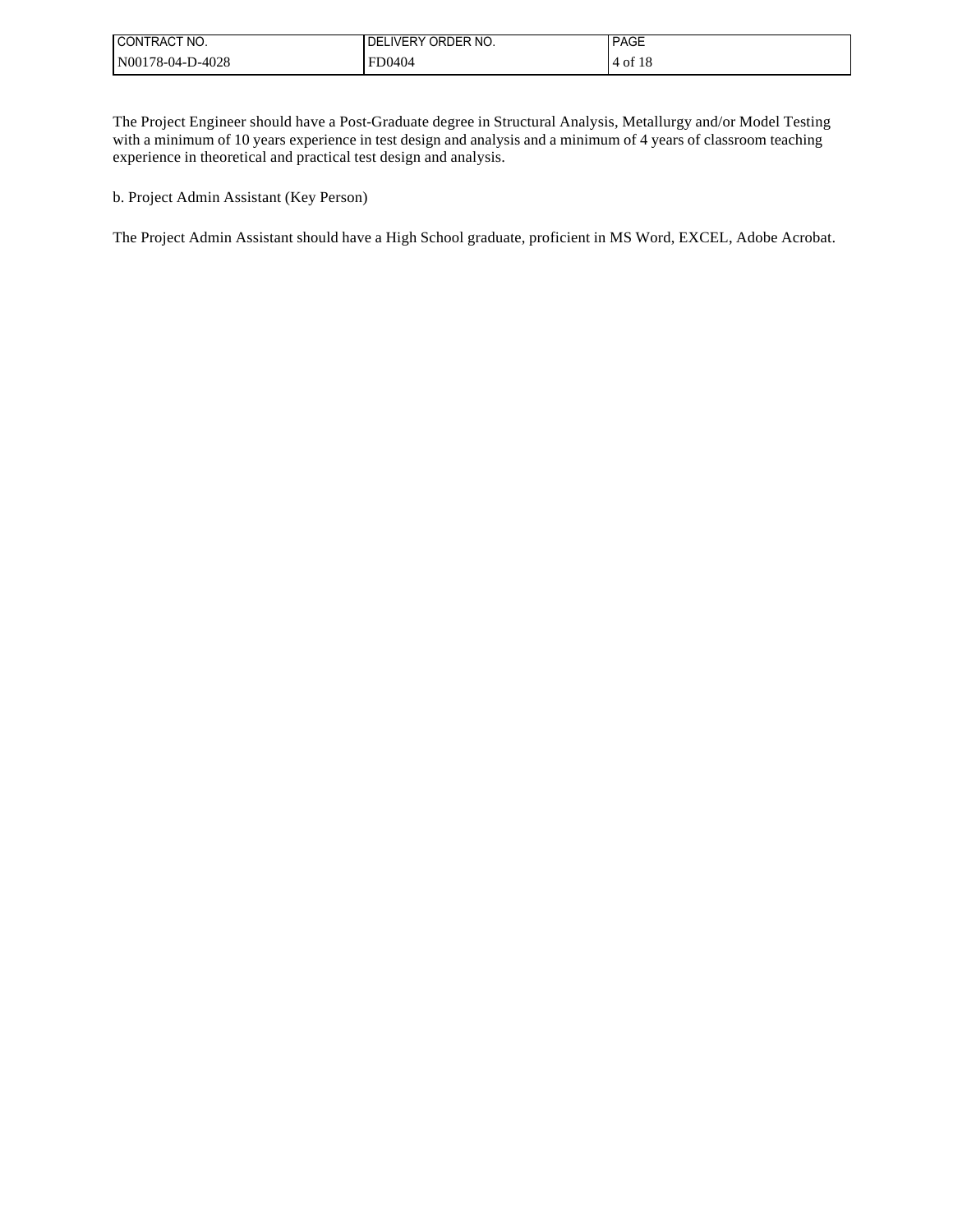The Project Engineer should have a Post-Graduate degree in Structural Analysis, Metallurgy and/or Model Testing with a minimum of 10 years experience in test design and analysis and a minimum of 4 years of classroom teaching experience in theoretical and practical test design and analysis.

b. Project Admin Assistant (Key Person)

The Project Admin Assistant should have a High School graduate, proficient in MS Word, EXCEL, Adobe Acrobat.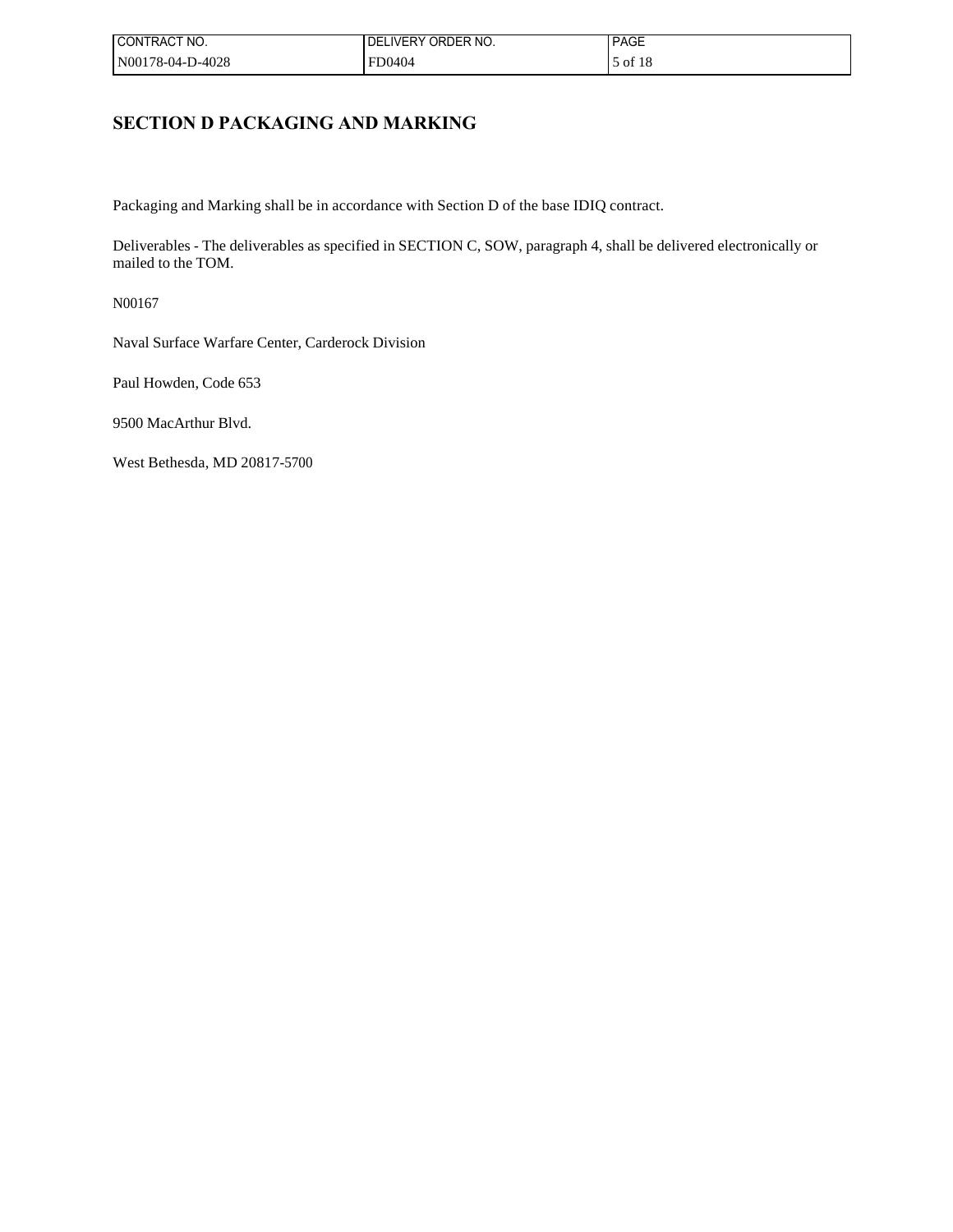# SECTION D PACKAGING AND MARKING

Packaging and Marking shall be in accordance with Section D of the base IDIQ contract.

Deliverables - The deliverables as specified in SECTION C, SOW, paragraph 4, shall be delivered electronically or mailed to the TOM.

N00167

Naval Surface Warfare Center, Carderock Division

Paul Howden, Code 653

9500 MacArthur Blvd.

West Bethesda, MD 20817-5700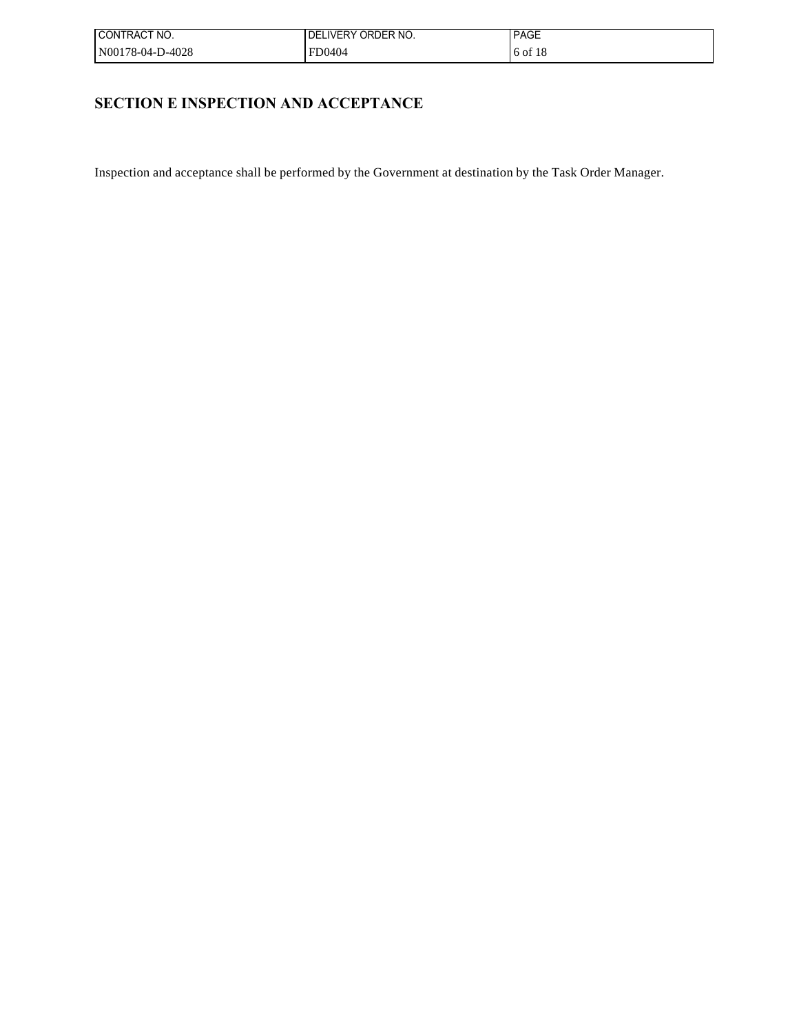## SECTION E INSPECTION AND ACCEPTANCE

Inspection and acceptance shall be performed by the Government at destination by the Task Order Manager.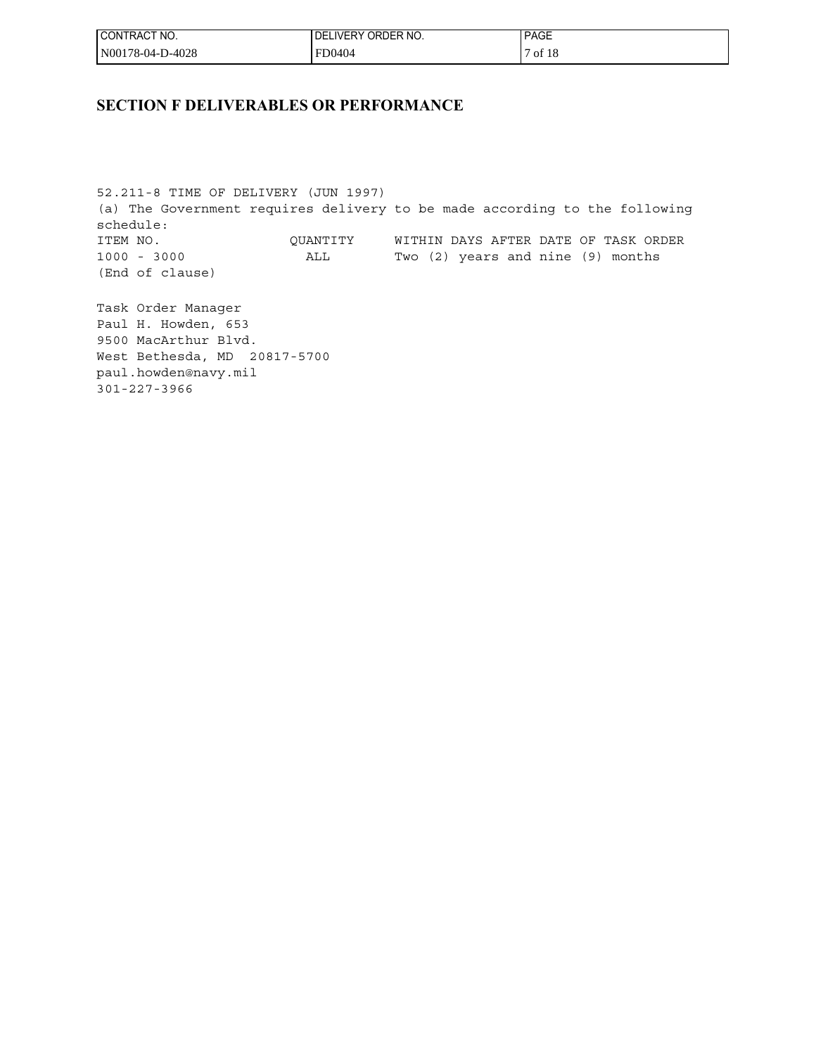# SECTION F DELIVERABLES OR PERFORMANCE

52.211-8 TIME OF DELIVERY (JUN 1997)

(a) The Government requires delivery to be made according to the following schedule:

| ITEM NO. | QUANTITY | WITHIN DAYS AFTER DATE OF TASK ORDER |
| --- | --- | --- |
| 1000 - 3000 | ALL | Two (2) years and nine (9) months |

(End of clause)

Task Order Manager
Paul H. Howden, 653
9500 MacArthur Blvd.
West Bethesda, MD 20817-5700
paul.howden@navy.mil
301-227-3966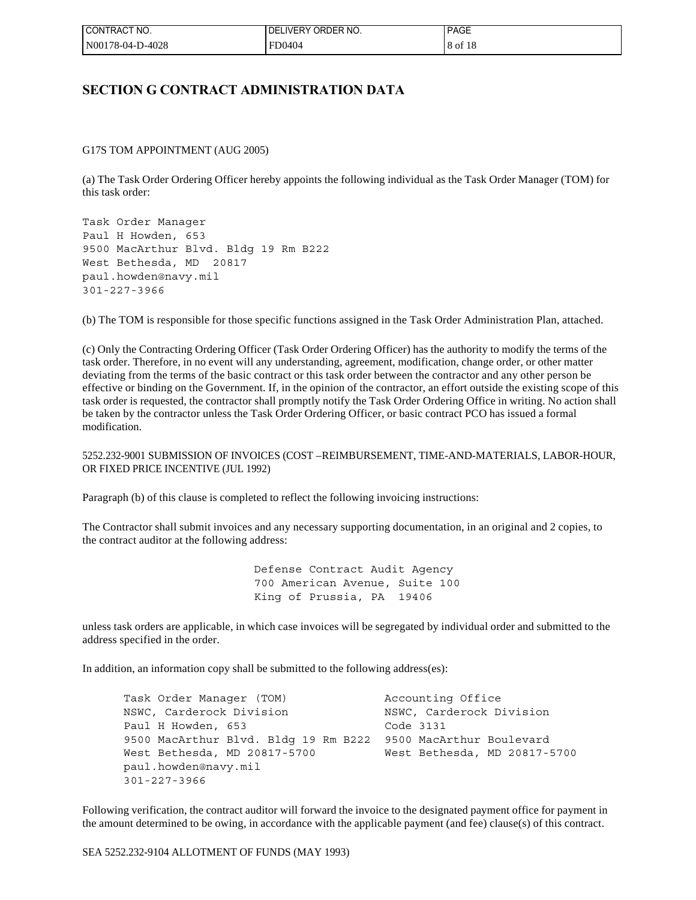## SECTION G CONTRACT ADMINISTRATION DATA

G17S TOM APPOINTMENT (AUG 2005)

(a) The Task Order Ordering Officer hereby appoints the following individual as the Task Order Manager (TOM) for this task order:

```
Task Order Manager
Paul H Howden, 653
9500 MacArthur Blvd. Bldg 19 Rm B222
West Bethesda, MD  20817
paul.howden@navy.mil
301-227-3966
```

(b) The TOM is responsible for those specific functions assigned in the Task Order Administration Plan, attached.

(c) Only the Contracting Ordering Officer (Task Order Ordering Officer) has the authority to modify the terms of the task order. Therefore, in no event will any understanding, agreement, modification, change order, or other matter deviating from the terms of the basic contract or this task order between the contractor and any other person be effective or binding on the Government. If, in the opinion of the contractor, an effort outside the existing scope of this task order is requested, the contractor shall promptly notify the Task Order Ordering Office in writing. No action shall be taken by the contractor unless the Task Order Ordering Officer, or basic contract PCO has issued a formal modification.

5252.232-9001 SUBMISSION OF INVOICES (COST –REIMBURSEMENT, TIME-AND-MATERIALS, LABOR-HOUR, OR FIXED PRICE INCENTIVE (JUL 1992)

Paragraph (b) of this clause is completed to reflect the following invoicing instructions:

The Contractor shall submit invoices and any necessary supporting documentation, in an original and 2 copies, to the contract auditor at the following address:

```
Defense Contract Audit Agency
700 American Avenue, Suite 100
King of Prussia, PA  19406
```

unless task orders are applicable, in which case invoices will be segregated by individual order and submitted to the address specified in the order.

In addition, an information copy shall be submitted to the following address(es):

```
Task Order Manager (TOM)              Accounting Office
NSWC, Carderock Division              NSWC, Carderock Division
Paul H Howden, 653                    Code 3131
9500 MacArthur Blvd. Bldg 19 Rm B222  9500 MacArthur Boulevard
West Bethesda, MD 20817-5700          West Bethesda, MD 20817-5700
paul.howden@navy.mil
301-227-3966
```

Following verification, the contract auditor will forward the invoice to the designated payment office for payment in the amount determined to be owing, in accordance with the applicable payment (and fee) clause(s) of this contract.

SEA 5252.232-9104 ALLOTMENT OF FUNDS (MAY 1993)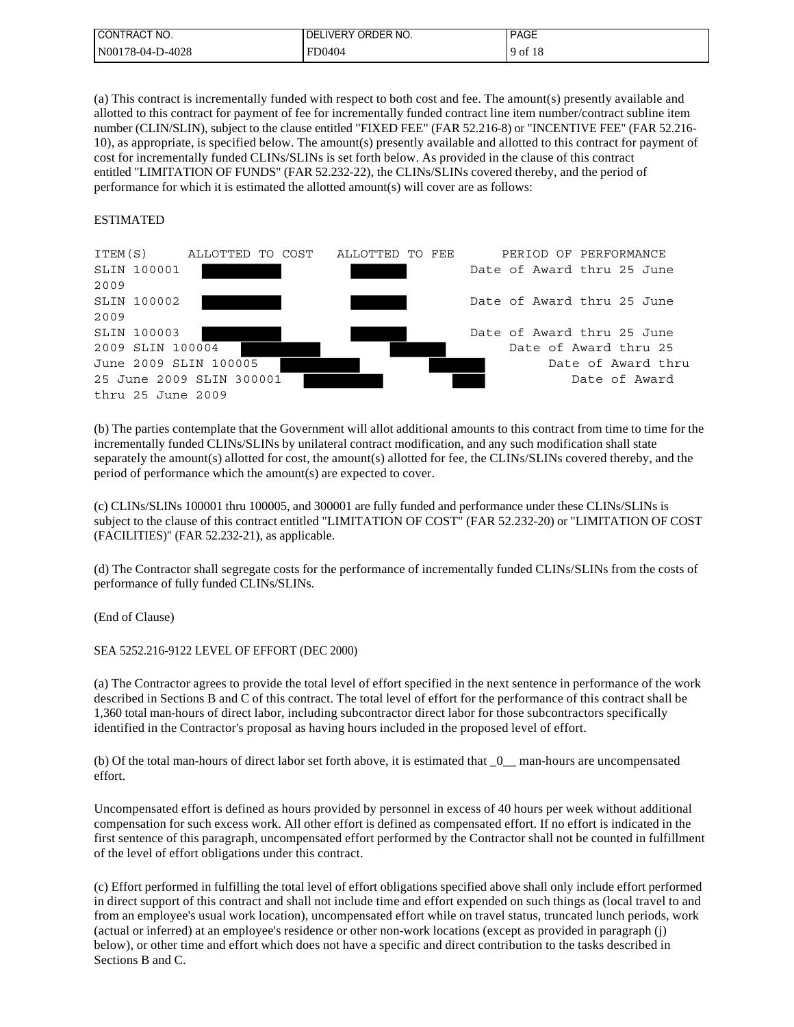(a) This contract is incrementally funded with respect to both cost and fee. The amount(s) presently available and allotted to this contract for payment of fee for incrementally funded contract line item number/contract subline item number (CLIN/SLIN), subject to the clause entitled "FIXED FEE" (FAR 52.216-8) or "INCENTIVE FEE" (FAR 52.216-10), as appropriate, is specified below. The amount(s) presently available and allotted to this contract for payment of cost for incrementally funded CLINs/SLINs is set forth below. As provided in the clause of this contract entitled "LIMITATION OF FUNDS" (FAR 52.232-22), the CLINs/SLINs covered thereby, and the period of performance for which it is estimated the allotted amount(s) will cover are as follows:

ESTIMATED

| ITEM(S) | ALLOTTED TO COST | ALLOTTED TO FEE | PERIOD OF PERFORMANCE |
|---|---|---|---|
| SLIN 100001 | [redacted] | [redacted] | Date of Award thru 25 June 2009 |
| SLIN 100002 | [redacted] | [redacted] | Date of Award thru 25 June 2009 |
| SLIN 100003 | [redacted] | [redacted] | Date of Award thru 25 June 2009 |
| SLIN 100004 | [redacted] | [redacted] | Date of Award thru 25 June 2009 |
| SLIN 100005 | [redacted] | [redacted] | Date of Award thru 25 June 2009 |
| SLIN 300001 | [redacted] | [redacted] | Date of Award thru 25 June 2009 |

(b) The parties contemplate that the Government will allot additional amounts to this contract from time to time for the incrementally funded CLINs/SLINs by unilateral contract modification, and any such modification shall state separately the amount(s) allotted for cost, the amount(s) allotted for fee, the CLINs/SLINs covered thereby, and the period of performance which the amount(s) are expected to cover.

(c) CLINs/SLINs 100001 thru 100005, and 300001 are fully funded and performance under these CLINs/SLINs is subject to the clause of this contract entitled "LIMITATION OF COST" (FAR 52.232-20) or "LIMITATION OF COST (FACILITIES)" (FAR 52.232-21), as applicable.

(d) The Contractor shall segregate costs for the performance of incrementally funded CLINs/SLINs from the costs of performance of fully funded CLINs/SLINs.

(End of Clause)

SEA 5252.216-9122 LEVEL OF EFFORT (DEC 2000)

(a) The Contractor agrees to provide the total level of effort specified in the next sentence in performance of the work described in Sections B and C of this contract. The total level of effort for the performance of this contract shall be 1,360 total man-hours of direct labor, including subcontractor direct labor for those subcontractors specifically identified in the Contractor's proposal as having hours included in the proposed level of effort.

(b) Of the total man-hours of direct labor set forth above, it is estimated that _0__ man-hours are uncompensated effort.

Uncompensated effort is defined as hours provided by personnel in excess of 40 hours per week without additional compensation for such excess work. All other effort is defined as compensated effort. If no effort is indicated in the first sentence of this paragraph, uncompensated effort performed by the Contractor shall not be counted in fulfillment of the level of effort obligations under this contract.

(c) Effort performed in fulfilling the total level of effort obligations specified above shall only include effort performed in direct support of this contract and shall not include time and effort expended on such things as (local travel to and from an employee's usual work location), uncompensated effort while on travel status, truncated lunch periods, work (actual or inferred) at an employee's residence or other non-work locations (except as provided in paragraph (j) below), or other time and effort which does not have a specific and direct contribution to the tasks described in Sections B and C.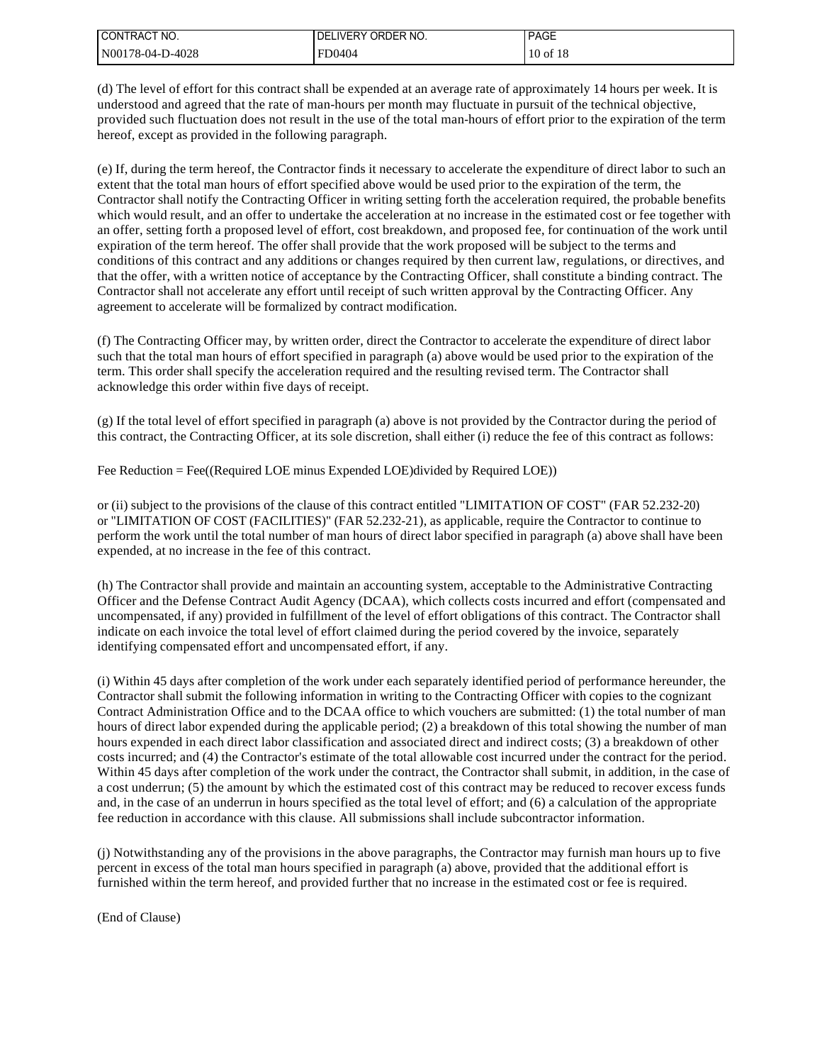(d) The level of effort for this contract shall be expended at an average rate of approximately 14 hours per week. It is understood and agreed that the rate of man-hours per month may fluctuate in pursuit of the technical objective, provided such fluctuation does not result in the use of the total man-hours of effort prior to the expiration of the term hereof, except as provided in the following paragraph.

(e) If, during the term hereof, the Contractor finds it necessary to accelerate the expenditure of direct labor to such an extent that the total man hours of effort specified above would be used prior to the expiration of the term, the Contractor shall notify the Contracting Officer in writing setting forth the acceleration required, the probable benefits which would result, and an offer to undertake the acceleration at no increase in the estimated cost or fee together with an offer, setting forth a proposed level of effort, cost breakdown, and proposed fee, for continuation of the work until expiration of the term hereof. The offer shall provide that the work proposed will be subject to the terms and conditions of this contract and any additions or changes required by then current law, regulations, or directives, and that the offer, with a written notice of acceptance by the Contracting Officer, shall constitute a binding contract. The Contractor shall not accelerate any effort until receipt of such written approval by the Contracting Officer. Any agreement to accelerate will be formalized by contract modification.

(f) The Contracting Officer may, by written order, direct the Contractor to accelerate the expenditure of direct labor such that the total man hours of effort specified in paragraph (a) above would be used prior to the expiration of the term. This order shall specify the acceleration required and the resulting revised term. The Contractor shall acknowledge this order within five days of receipt.

(g) If the total level of effort specified in paragraph (a) above is not provided by the Contractor during the period of this contract, the Contracting Officer, at its sole discretion, shall either (i) reduce the fee of this contract as follows:

Fee Reduction = Fee((Required LOE minus Expended LOE)divided by Required LOE))

or (ii) subject to the provisions of the clause of this contract entitled "LIMITATION OF COST" (FAR 52.232-20) or "LIMITATION OF COST (FACILITIES)" (FAR 52.232-21), as applicable, require the Contractor to continue to perform the work until the total number of man hours of direct labor specified in paragraph (a) above shall have been expended, at no increase in the fee of this contract.

(h) The Contractor shall provide and maintain an accounting system, acceptable to the Administrative Contracting Officer and the Defense Contract Audit Agency (DCAA), which collects costs incurred and effort (compensated and uncompensated, if any) provided in fulfillment of the level of effort obligations of this contract. The Contractor shall indicate on each invoice the total level of effort claimed during the period covered by the invoice, separately identifying compensated effort and uncompensated effort, if any.

(i) Within 45 days after completion of the work under each separately identified period of performance hereunder, the Contractor shall submit the following information in writing to the Contracting Officer with copies to the cognizant Contract Administration Office and to the DCAA office to which vouchers are submitted: (1) the total number of man hours of direct labor expended during the applicable period; (2) a breakdown of this total showing the number of man hours expended in each direct labor classification and associated direct and indirect costs; (3) a breakdown of other costs incurred; and (4) the Contractor's estimate of the total allowable cost incurred under the contract for the period. Within 45 days after completion of the work under the contract, the Contractor shall submit, in addition, in the case of a cost underrun; (5) the amount by which the estimated cost of this contract may be reduced to recover excess funds and, in the case of an underrun in hours specified as the total level of effort; and (6) a calculation of the appropriate fee reduction in accordance with this clause. All submissions shall include subcontractor information.

(j) Notwithstanding any of the provisions in the above paragraphs, the Contractor may furnish man hours up to five percent in excess of the total man hours specified in paragraph (a) above, provided that the additional effort is furnished within the term hereof, and provided further that no increase in the estimated cost or fee is required.

(End of Clause)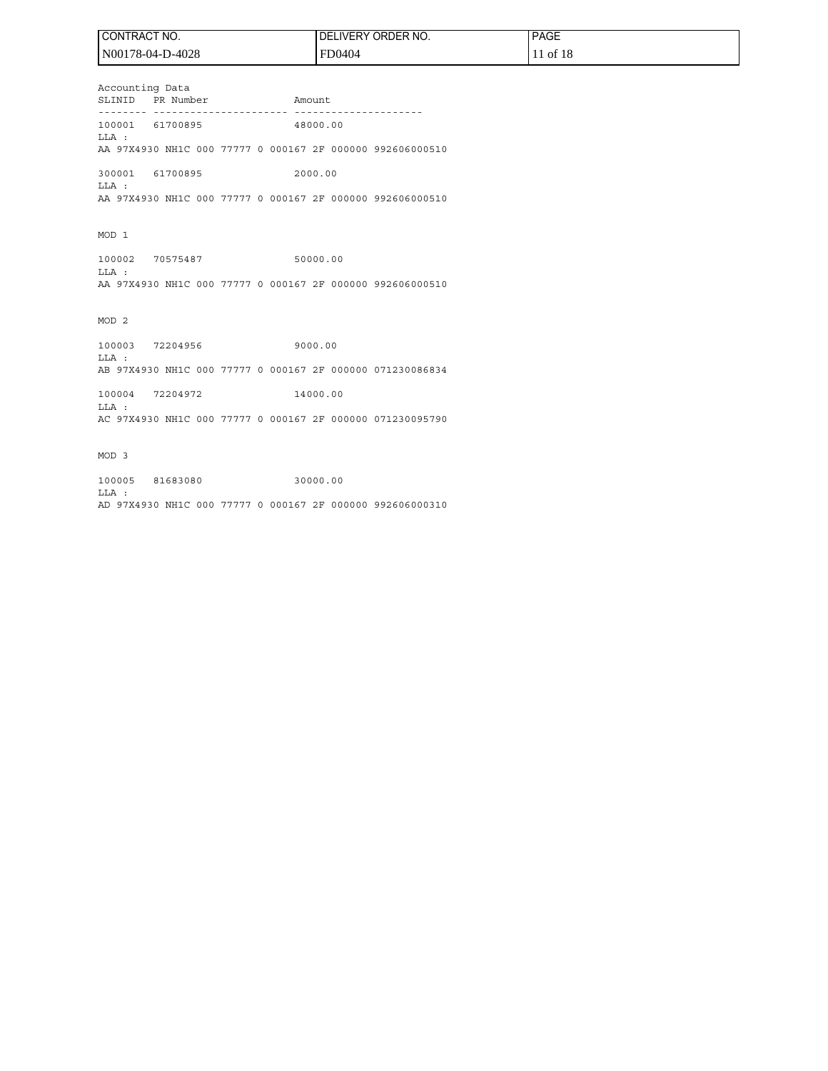Accounting Data

```
SLINID   PR Number              Amount
-------- ---------------------- ---------------------
100001   61700895               48000.00
LLA :
AA 97X4930 NH1C 000 77777 0 000167 2F 000000 992606000510

300001   61700895               2000.00
LLA :
AA 97X4930 NH1C 000 77777 0 000167 2F 000000 992606000510


MOD 1

100002   70575487               50000.00
LLA :
AA 97X4930 NH1C 000 77777 0 000167 2F 000000 992606000510


MOD 2

100003   72204956               9000.00
LLA :
AB 97X4930 NH1C 000 77777 0 000167 2F 000000 071230086834

100004   72204972               14000.00
LLA :
AC 97X4930 NH1C 000 77777 0 000167 2F 000000 071230095790


MOD 3

100005   81683080               30000.00
LLA :
AD 97X4930 NH1C 000 77777 0 000167 2F 000000 992606000310
```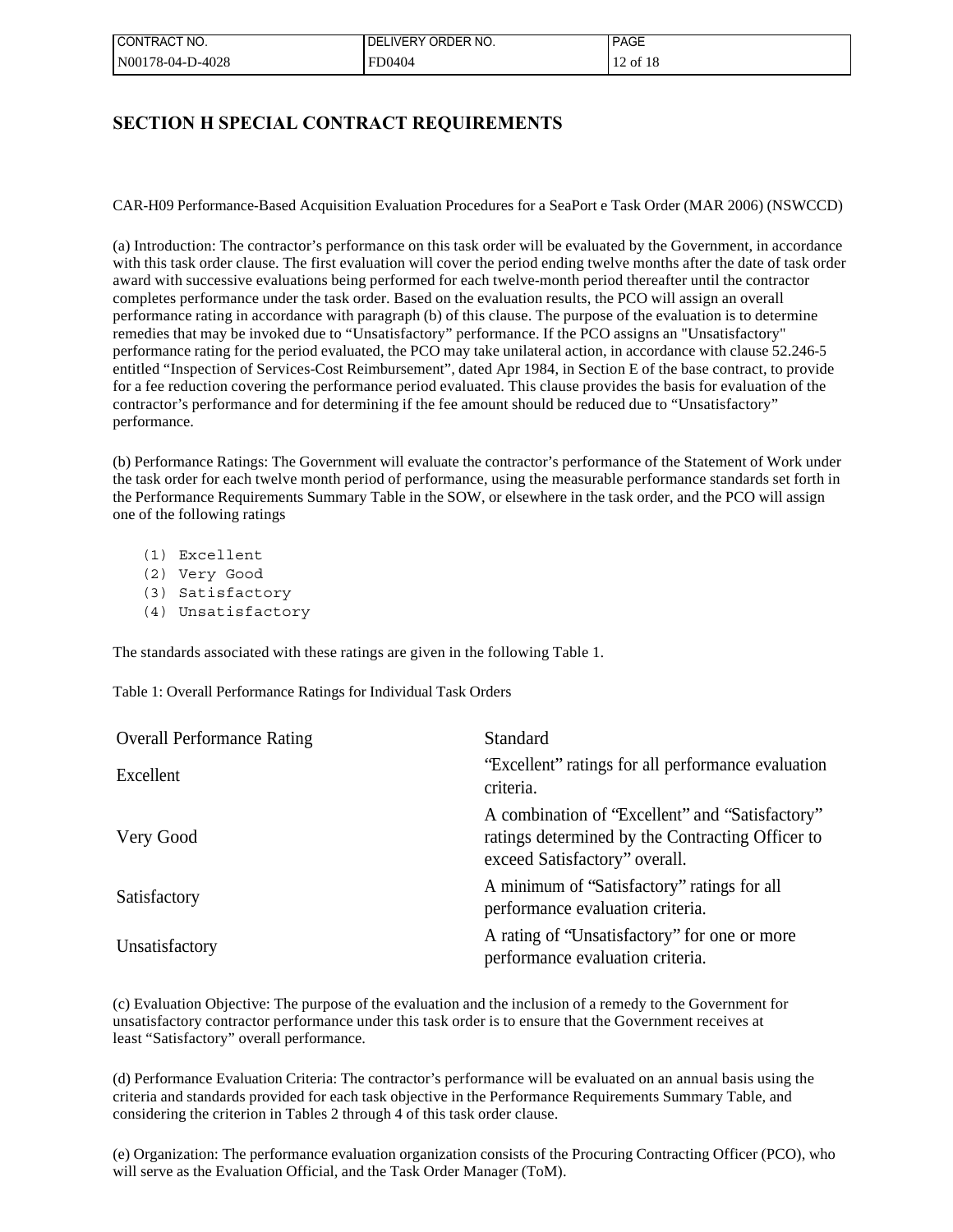## SECTION H SPECIAL CONTRACT REQUIREMENTS

CAR-H09 Performance-Based Acquisition Evaluation Procedures for a SeaPort e Task Order (MAR 2006) (NSWCCD)

(a) Introduction: The contractor's performance on this task order will be evaluated by the Government, in accordance with this task order clause. The first evaluation will cover the period ending twelve months after the date of task order award with successive evaluations being performed for each twelve-month period thereafter until the contractor completes performance under the task order. Based on the evaluation results, the PCO will assign an overall performance rating in accordance with paragraph (b) of this clause. The purpose of the evaluation is to determine remedies that may be invoked due to "Unsatisfactory" performance. If the PCO assigns an "Unsatisfactory" performance rating for the period evaluated, the PCO may take unilateral action, in accordance with clause 52.246-5 entitled "Inspection of Services-Cost Reimbursement", dated Apr 1984, in Section E of the base contract, to provide for a fee reduction covering the performance period evaluated. This clause provides the basis for evaluation of the contractor's performance and for determining if the fee amount should be reduced due to "Unsatisfactory" performance.

(b) Performance Ratings: The Government will evaluate the contractor's performance of the Statement of Work under the task order for each twelve month period of performance, using the measurable performance standards set forth in the Performance Requirements Summary Table in the SOW, or elsewhere in the task order, and the PCO will assign one of the following ratings

(1) Excellent
(2) Very Good
(3) Satisfactory
(4) Unsatisfactory

The standards associated with these ratings are given in the following Table 1.

Table 1: Overall Performance Ratings for Individual Task Orders

| Overall Performance Rating | Standard |
|---|---|
| Excellent | "Excellent" ratings for all performance evaluation criteria. |
| Very Good | A combination of "Excellent" and "Satisfactory" ratings determined by the Contracting Officer to exceed Satisfactory" overall. |
| Satisfactory | A minimum of "Satisfactory" ratings for all performance evaluation criteria. |
| Unsatisfactory | A rating of "Unsatisfactory" for one or more performance evaluation criteria. |

(c) Evaluation Objective: The purpose of the evaluation and the inclusion of a remedy to the Government for unsatisfactory contractor performance under this task order is to ensure that the Government receives at least "Satisfactory" overall performance.

(d) Performance Evaluation Criteria: The contractor's performance will be evaluated on an annual basis using the criteria and standards provided for each task objective in the Performance Requirements Summary Table, and considering the criterion in Tables 2 through 4 of this task order clause.

(e) Organization: The performance evaluation organization consists of the Procuring Contracting Officer (PCO), who will serve as the Evaluation Official, and the Task Order Manager (ToM).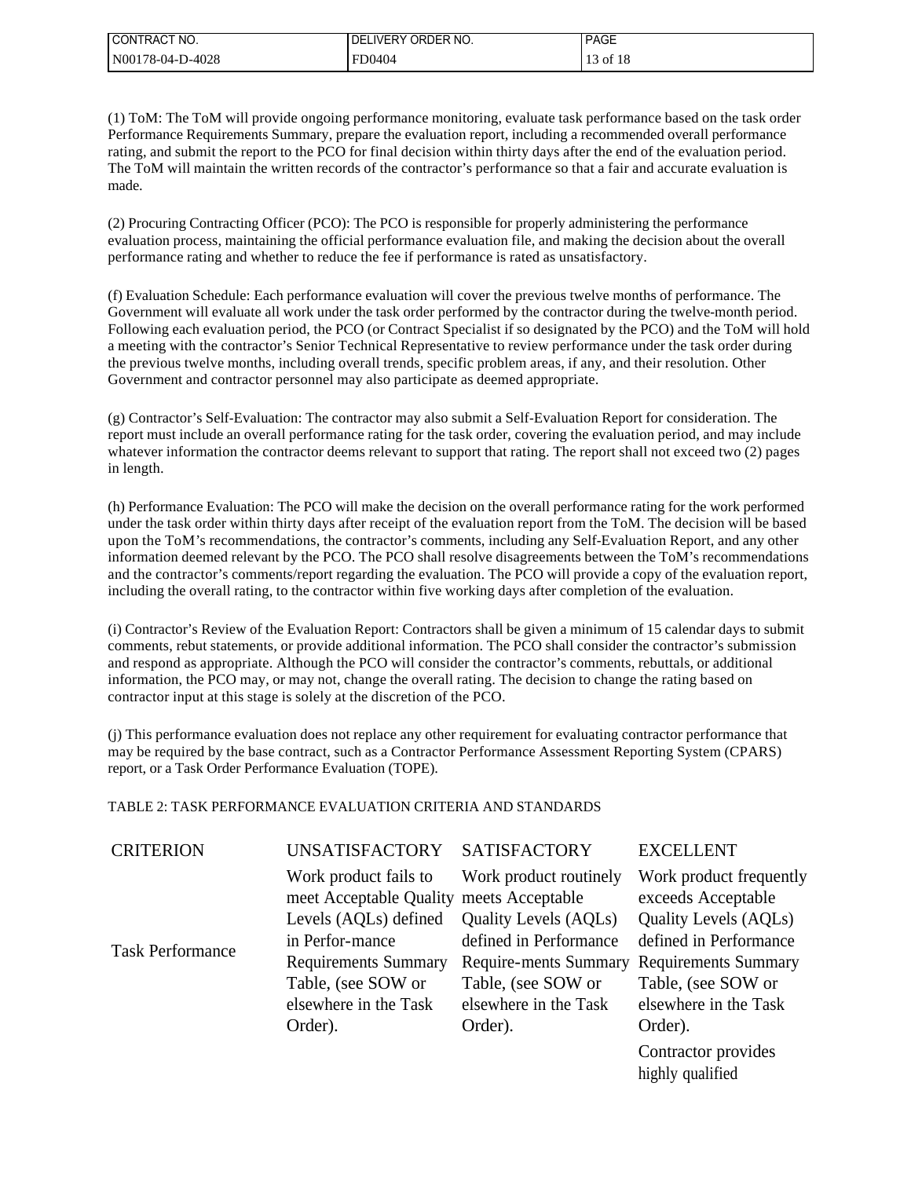(1) ToM: The ToM will provide ongoing performance monitoring, evaluate task performance based on the task order Performance Requirements Summary, prepare the evaluation report, including a recommended overall performance rating, and submit the report to the PCO for final decision within thirty days after the end of the evaluation period. The ToM will maintain the written records of the contractor's performance so that a fair and accurate evaluation is made.

(2) Procuring Contracting Officer (PCO): The PCO is responsible for properly administering the performance evaluation process, maintaining the official performance evaluation file, and making the decision about the overall performance rating and whether to reduce the fee if performance is rated as unsatisfactory.

(f) Evaluation Schedule: Each performance evaluation will cover the previous twelve months of performance. The Government will evaluate all work under the task order performed by the contractor during the twelve-month period. Following each evaluation period, the PCO (or Contract Specialist if so designated by the PCO) and the ToM will hold a meeting with the contractor's Senior Technical Representative to review performance under the task order during the previous twelve months, including overall trends, specific problem areas, if any, and their resolution. Other Government and contractor personnel may also participate as deemed appropriate.

(g) Contractor's Self-Evaluation: The contractor may also submit a Self-Evaluation Report for consideration. The report must include an overall performance rating for the task order, covering the evaluation period, and may include whatever information the contractor deems relevant to support that rating. The report shall not exceed two (2) pages in length.

(h) Performance Evaluation: The PCO will make the decision on the overall performance rating for the work performed under the task order within thirty days after receipt of the evaluation report from the ToM. The decision will be based upon the ToM's recommendations, the contractor's comments, including any Self-Evaluation Report, and any other information deemed relevant by the PCO. The PCO shall resolve disagreements between the ToM's recommendations and the contractor's comments/report regarding the evaluation. The PCO will provide a copy of the evaluation report, including the overall rating, to the contractor within five working days after completion of the evaluation.

(i) Contractor's Review of the Evaluation Report: Contractors shall be given a minimum of 15 calendar days to submit comments, rebut statements, or provide additional information. The PCO shall consider the contractor's submission and respond as appropriate. Although the PCO will consider the contractor's comments, rebuttals, or additional information, the PCO may, or may not, change the overall rating. The decision to change the rating based on contractor input at this stage is solely at the discretion of the PCO.

(j) This performance evaluation does not replace any other requirement for evaluating contractor performance that may be required by the base contract, such as a Contractor Performance Assessment Reporting System (CPARS) report, or a Task Order Performance Evaluation (TOPE).

TABLE 2: TASK PERFORMANCE EVALUATION CRITERIA AND STANDARDS

| CRITERION | UNSATISFACTORY | SATISFACTORY | EXCELLENT |
|---|---|---|---|
| Task Performance | Work product fails to meet Acceptable Quality Levels (AQLs) defined in Perfor-mance Requirements Summary Table, (see SOW or elsewhere in the Task Order). | Work product routinely meets Acceptable Quality Levels (AQLs) defined in Performance Require-ments Summary Table, (see SOW or elsewhere in the Task Order). | Work product frequently exceeds Acceptable Quality Levels (AQLs) defined in Performance Requirements Summary Table, (see SOW or elsewhere in the Task Order).<br><br>Contractor provides highly qualified |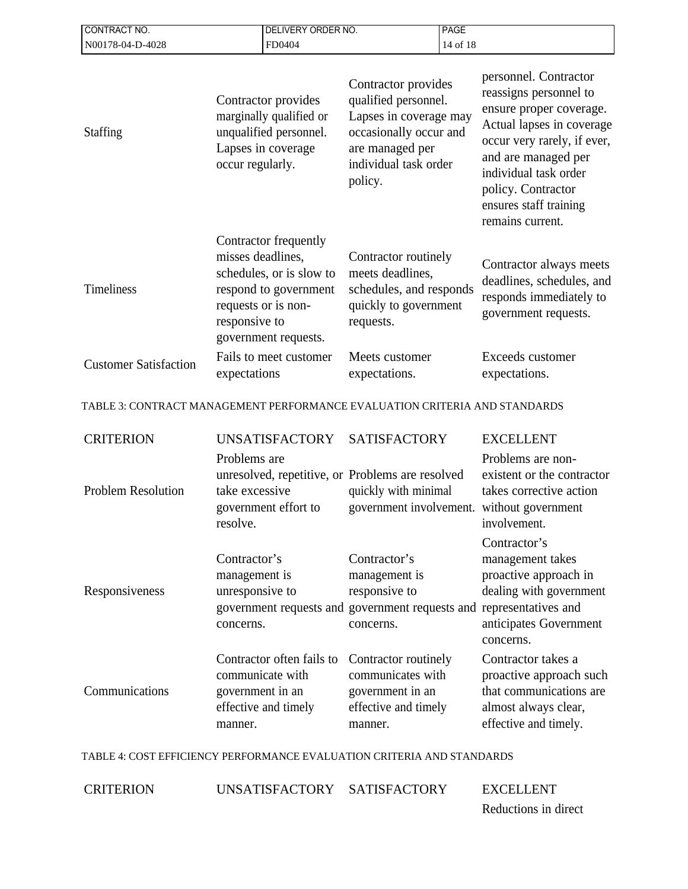| | | | |
|---|---|---|---|
| Staffing | Contractor provides marginally qualified or unqualified personnel. Lapses in coverage occur regularly. | Contractor provides qualified personnel. Lapses in coverage may occasionally occur and are managed per individual task order policy. | personnel. Contractor reassigns personnel to ensure proper coverage. Actual lapses in coverage occur very rarely, if ever, and are managed per individual task order policy. Contractor ensures staff training remains current. |
| Timeliness | Contractor frequently misses deadlines, schedules, or is slow to respond to government requests or is non-responsive to government requests. | Contractor routinely meets deadlines, schedules, and responds quickly to government requests. | Contractor always meets deadlines, schedules, and responds immediately to government requests. |
| Customer Satisfaction | Fails to meet customer expectations | Meets customer expectations. | Exceeds customer expectations. |

TABLE 3: CONTRACT MANAGEMENT PERFORMANCE EVALUATION CRITERIA AND STANDARDS

| CRITERION | UNSATISFACTORY | SATISFACTORY | EXCELLENT |
|---|---|---|---|
| Problem Resolution | Problems are unresolved, repetitive, or take excessive government effort to resolve. | Problems are resolved quickly with minimal government involvement. | Problems are non-existent or the contractor takes corrective action without government involvement. |
| Responsiveness | Contractor's management is unresponsive to government requests and concerns. | Contractor's management is responsive to government requests and concerns. | Contractor's management takes proactive approach in dealing with government representatives and anticipates Government concerns. |
| Communications | Contractor often fails to communicate with government in an effective and timely manner. | Contractor routinely communicates with government in an effective and timely manner. | Contractor takes a proactive approach such that communications are almost always clear, effective and timely. |

TABLE 4: COST EFFICIENCY PERFORMANCE EVALUATION CRITERIA AND STANDARDS

| CRITERION | UNSATISFACTORY | SATISFACTORY | EXCELLENT |
|---|---|---|---|
| | | | Reductions in direct |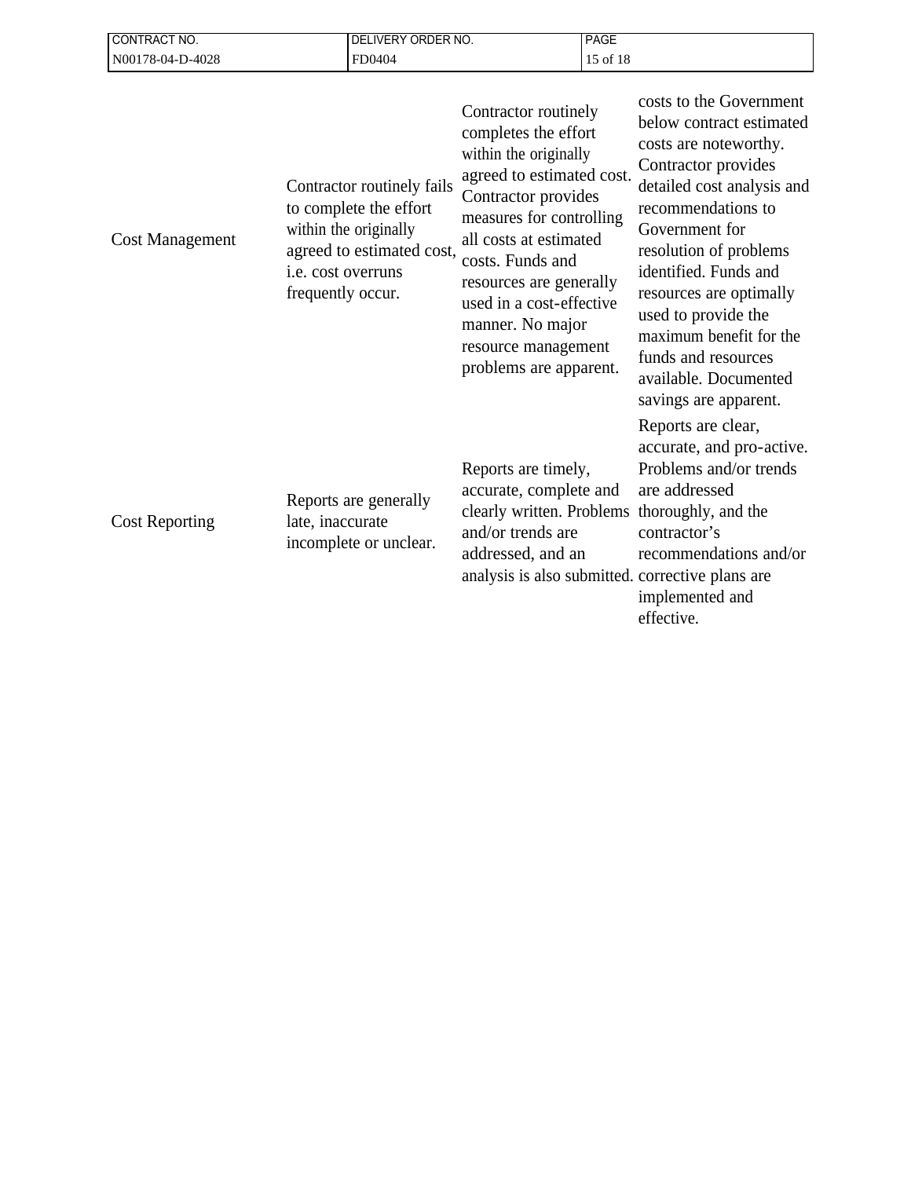| | | | |
|---|---|---|---|
| Cost Management | Contractor routinely fails to complete the effort within the originally agreed to estimated cost, i.e. cost overruns frequently occur. | Contractor routinely completes the effort within the originally agreed to estimated cost. Contractor provides measures for controlling all costs at estimated costs. Funds and resources are generally used in a cost-effective manner. No major resource management problems are apparent. | costs to the Government below contract estimated costs are noteworthy. Contractor provides detailed cost analysis and recommendations to Government for resolution of problems identified. Funds and resources are optimally used to provide the maximum benefit for the funds and resources available. Documented savings are apparent. |
| Cost Reporting | Reports are generally late, inaccurate incomplete or unclear. | Reports are timely, accurate, complete and clearly written. Problems and/or trends are addressed, and an analysis is also submitted. | Reports are clear, accurate, and pro-active. Problems and/or trends are addressed thoroughly, and the contractor's recommendations and/or corrective plans are implemented and effective. |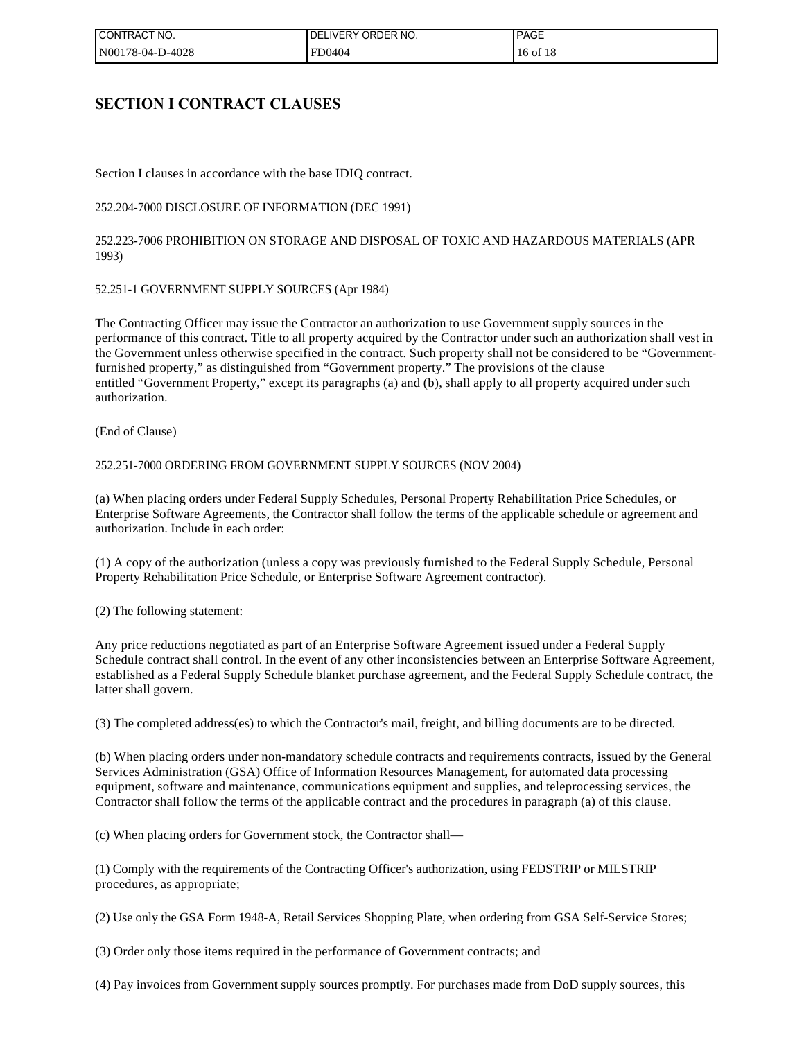## SECTION I CONTRACT CLAUSES

Section I clauses in accordance with the base IDIQ contract.

252.204-7000 DISCLOSURE OF INFORMATION (DEC 1991)

252.223-7006 PROHIBITION ON STORAGE AND DISPOSAL OF TOXIC AND HAZARDOUS MATERIALS (APR 1993)

52.251-1 GOVERNMENT SUPPLY SOURCES (Apr 1984)

The Contracting Officer may issue the Contractor an authorization to use Government supply sources in the performance of this contract. Title to all property acquired by the Contractor under such an authorization shall vest in the Government unless otherwise specified in the contract. Such property shall not be considered to be "Government-furnished property," as distinguished from "Government property." The provisions of the clause entitled "Government Property," except its paragraphs (a) and (b), shall apply to all property acquired under such authorization.

(End of Clause)

252.251-7000 ORDERING FROM GOVERNMENT SUPPLY SOURCES (NOV 2004)

(a) When placing orders under Federal Supply Schedules, Personal Property Rehabilitation Price Schedules, or Enterprise Software Agreements, the Contractor shall follow the terms of the applicable schedule or agreement and authorization. Include in each order:

(1) A copy of the authorization (unless a copy was previously furnished to the Federal Supply Schedule, Personal Property Rehabilitation Price Schedule, or Enterprise Software Agreement contractor).

(2) The following statement:

Any price reductions negotiated as part of an Enterprise Software Agreement issued under a Federal Supply Schedule contract shall control. In the event of any other inconsistencies between an Enterprise Software Agreement, established as a Federal Supply Schedule blanket purchase agreement, and the Federal Supply Schedule contract, the latter shall govern.

(3) The completed address(es) to which the Contractor's mail, freight, and billing documents are to be directed.

(b) When placing orders under non-mandatory schedule contracts and requirements contracts, issued by the General Services Administration (GSA) Office of Information Resources Management, for automated data processing equipment, software and maintenance, communications equipment and supplies, and teleprocessing services, the Contractor shall follow the terms of the applicable contract and the procedures in paragraph (a) of this clause.

(c) When placing orders for Government stock, the Contractor shall—

(1) Comply with the requirements of the Contracting Officer's authorization, using FEDSTRIP or MILSTRIP procedures, as appropriate;

(2) Use only the GSA Form 1948-A, Retail Services Shopping Plate, when ordering from GSA Self-Service Stores;

(3) Order only those items required in the performance of Government contracts; and

(4) Pay invoices from Government supply sources promptly. For purchases made from DoD supply sources, this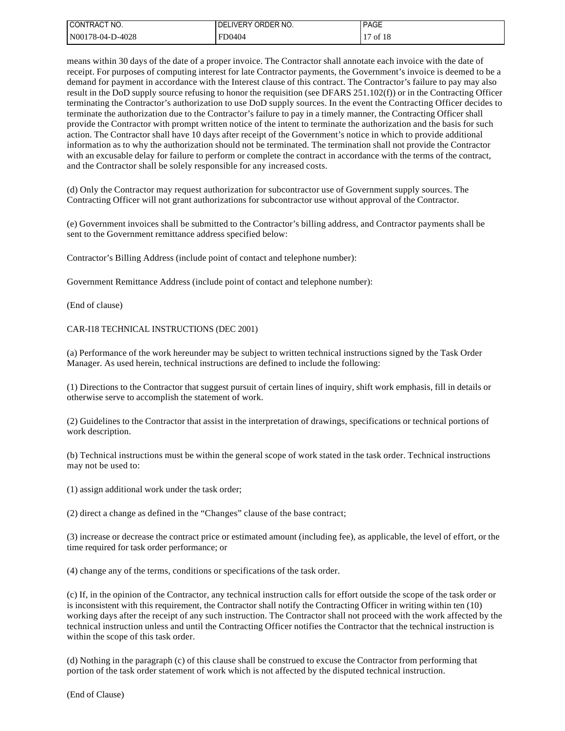means within 30 days of the date of a proper invoice. The Contractor shall annotate each invoice with the date of receipt. For purposes of computing interest for late Contractor payments, the Government's invoice is deemed to be a demand for payment in accordance with the Interest clause of this contract. The Contractor's failure to pay may also result in the DoD supply source refusing to honor the requisition (see DFARS 251.102(f)) or in the Contracting Officer terminating the Contractor's authorization to use DoD supply sources. In the event the Contracting Officer decides to terminate the authorization due to the Contractor's failure to pay in a timely manner, the Contracting Officer shall provide the Contractor with prompt written notice of the intent to terminate the authorization and the basis for such action. The Contractor shall have 10 days after receipt of the Government's notice in which to provide additional information as to why the authorization should not be terminated. The termination shall not provide the Contractor with an excusable delay for failure to perform or complete the contract in accordance with the terms of the contract, and the Contractor shall be solely responsible for any increased costs.

(d) Only the Contractor may request authorization for subcontractor use of Government supply sources. The Contracting Officer will not grant authorizations for subcontractor use without approval of the Contractor.

(e) Government invoices shall be submitted to the Contractor's billing address, and Contractor payments shall be sent to the Government remittance address specified below:

Contractor's Billing Address (include point of contact and telephone number):

Government Remittance Address (include point of contact and telephone number):

(End of clause)

CAR-I18 TECHNICAL INSTRUCTIONS (DEC 2001)

(a) Performance of the work hereunder may be subject to written technical instructions signed by the Task Order Manager. As used herein, technical instructions are defined to include the following:

(1) Directions to the Contractor that suggest pursuit of certain lines of inquiry, shift work emphasis, fill in details or otherwise serve to accomplish the statement of work.

(2) Guidelines to the Contractor that assist in the interpretation of drawings, specifications or technical portions of work description.

(b) Technical instructions must be within the general scope of work stated in the task order. Technical instructions may not be used to:

(1) assign additional work under the task order;

(2) direct a change as defined in the "Changes" clause of the base contract;

(3) increase or decrease the contract price or estimated amount (including fee), as applicable, the level of effort, or the time required for task order performance; or

(4) change any of the terms, conditions or specifications of the task order.

(c) If, in the opinion of the Contractor, any technical instruction calls for effort outside the scope of the task order or is inconsistent with this requirement, the Contractor shall notify the Contracting Officer in writing within ten (10) working days after the receipt of any such instruction. The Contractor shall not proceed with the work affected by the technical instruction unless and until the Contracting Officer notifies the Contractor that the technical instruction is within the scope of this task order.

(d) Nothing in the paragraph (c) of this clause shall be construed to excuse the Contractor from performing that portion of the task order statement of work which is not affected by the disputed technical instruction.

(End of Clause)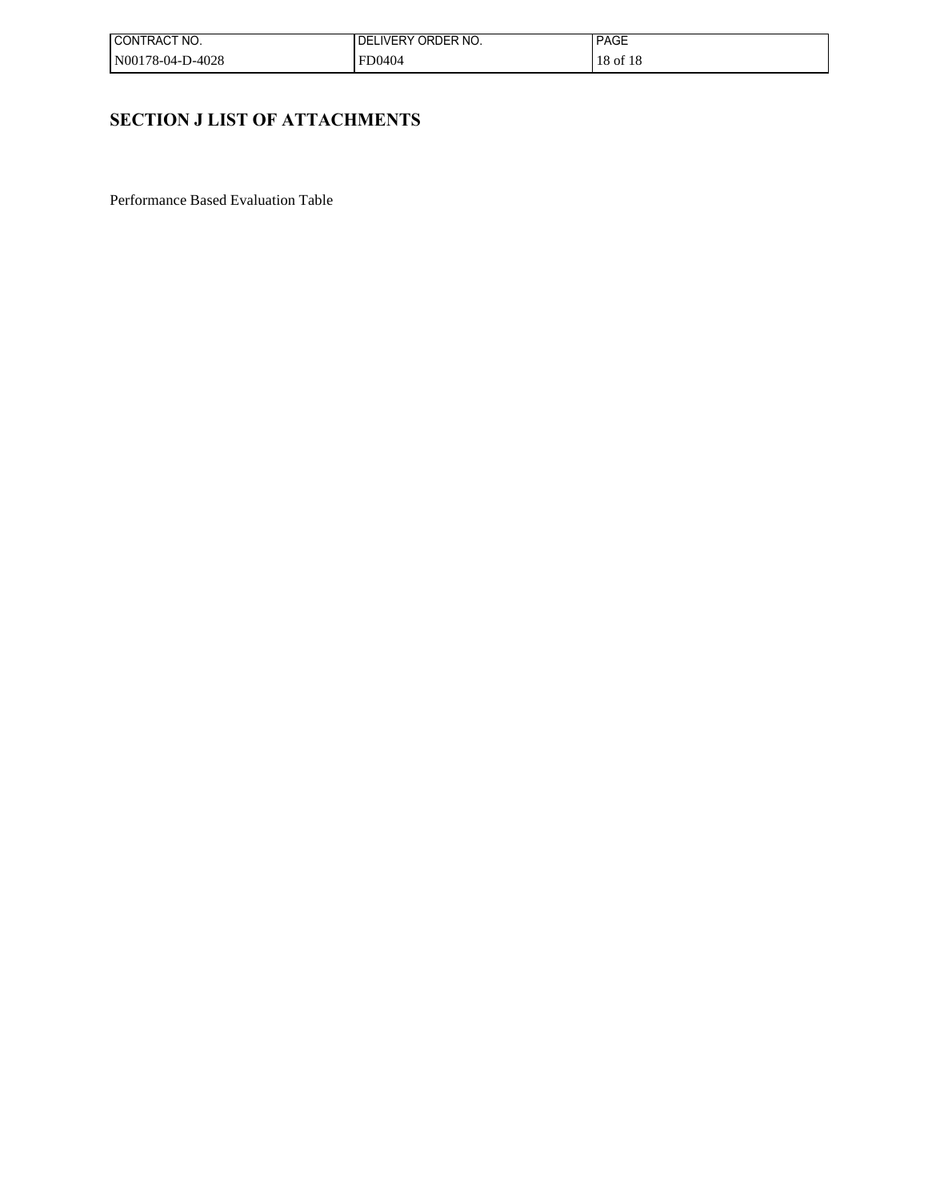# SECTION J LIST OF ATTACHMENTS

Performance Based Evaluation Table